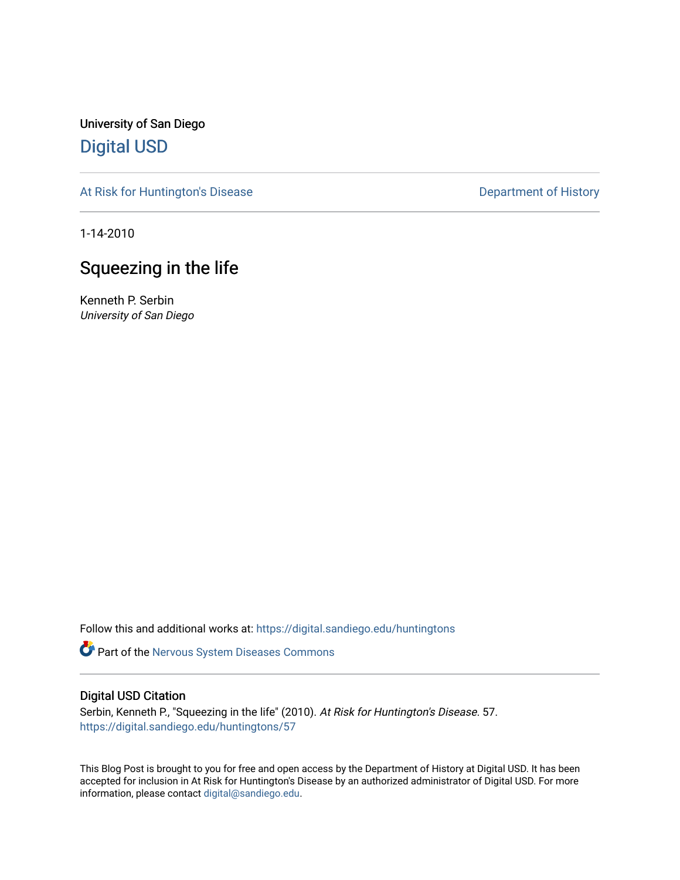University of San Diego

# Digital USD

At Risk for Huntington's Disease

Department of History

1-14-2010

## Squeezing in the life

Kenneth P. Serbin

*University of San Diego*

Follow this and additional works at: https://digital.sandiego.edu/huntingtons

Part of the Nervous System Diseases Commons

### Digital USD Citation

Serbin, Kenneth P., "Squeezing in the life" (2010). *At Risk for Huntington's Disease*. 57.
https://digital.sandiego.edu/huntingtons/57

This Blog Post is brought to you for free and open access by the Department of History at Digital USD. It has been accepted for inclusion in At Risk for Huntington's Disease by an authorized administrator of Digital USD. For more information, please contact digital@sandiego.edu.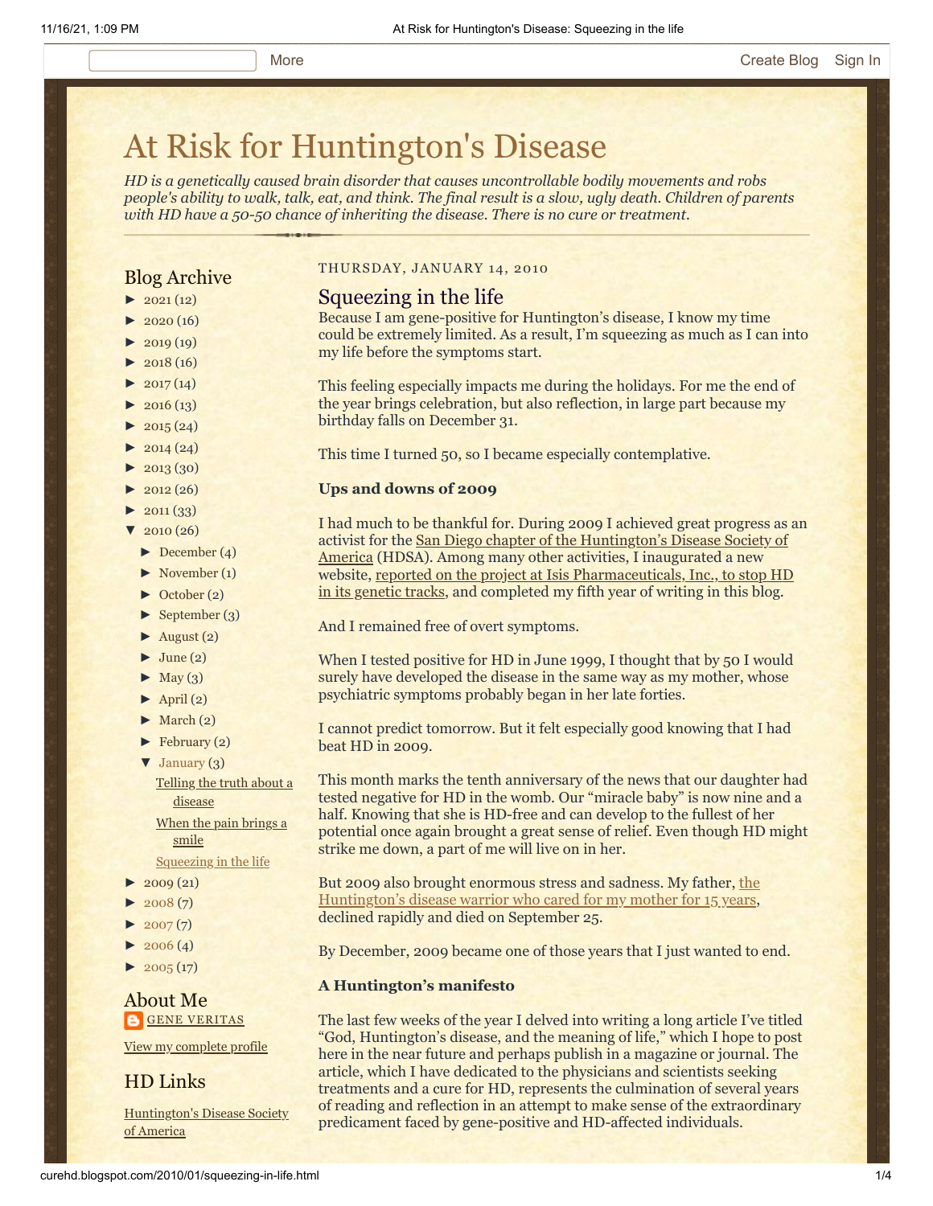# At Risk for Huntington's Disease

*HD is a genetically caused brain disorder that causes uncontrollable bodily movements and robs people's ability to walk, talk, eat, and think. The final result is a slow, ugly death. Children of parents with HD have a 50-50 chance of inheriting the disease. There is no cure or treatment.*

THURSDAY, JANUARY 14, 2010

## Squeezing in the life

Because I am gene-positive for Huntington's disease, I know my time could be extremely limited. As a result, I'm squeezing as much as I can into my life before the symptoms start.

This feeling especially impacts me during the holidays. For me the end of the year brings celebration, but also reflection, in large part because my birthday falls on December 31.

This time I turned 50, so I became especially contemplative.

**Ups and downs of 2009**

I had much to be thankful for. During 2009 I achieved great progress as an activist for the San Diego chapter of the Huntington's Disease Society of America (HDSA). Among many other activities, I inaugurated a new website, reported on the project at Isis Pharmaceuticals, Inc., to stop HD in its genetic tracks, and completed my fifth year of writing in this blog.

And I remained free of overt symptoms.

When I tested positive for HD in June 1999, I thought that by 50 I would surely have developed the disease in the same way as my mother, whose psychiatric symptoms probably began in her late forties.

I cannot predict tomorrow. But it felt especially good knowing that I had beat HD in 2009.

This month marks the tenth anniversary of the news that our daughter had tested negative for HD in the womb. Our "miracle baby" is now nine and a half. Knowing that she is HD-free and can develop to the fullest of her potential once again brought a great sense of relief. Even though HD might strike me down, a part of me will live on in her.

But 2009 also brought enormous stress and sadness. My father, the Huntington's disease warrior who cared for my mother for 15 years, declined rapidly and died on September 25.

By December, 2009 became one of those years that I just wanted to end.

**A Huntington's manifesto**

The last few weeks of the year I delved into writing a long article I've titled "God, Huntington's disease, and the meaning of life," which I hope to post here in the near future and perhaps publish in a magazine or journal. The article, which I have dedicated to the physicians and scientists seeking treatments and a cure for HD, represents the culmination of several years of reading and reflection in an attempt to make sense of the extraordinary predicament faced by gene-positive and HD-affected individuals.

Blog Archive

- ► 2021 (12)
- ► 2020 (16)
- ► 2019 (19)
- ► 2018 (16)
- ► 2017 (14)
- ► 2016 (13)
- ► 2015 (24)
- ► 2014 (24)
- ► 2013 (30)
- ► 2012 (26)
- ► 2011 (33)
- ▼ 2010 (26)
  - ► December (4)
  - ► November (1)
  - ► October (2)
  - ► September (3)
  - ► August (2)
  - ► June (2)
  - ► May (3)
  - ► April (2)
  - ► March (2)
  - ► February (2)
  - ▼ January (3)
    - Telling the truth about a disease
    - When the pain brings a smile
    - Squeezing in the life
- ► 2009 (21)
- ► 2008 (7)
- ► 2007 (7)
- ► 2006 (4)
- ► 2005 (17)

About Me

GENE VERITAS

View my complete profile

HD Links

Huntington's Disease Society of America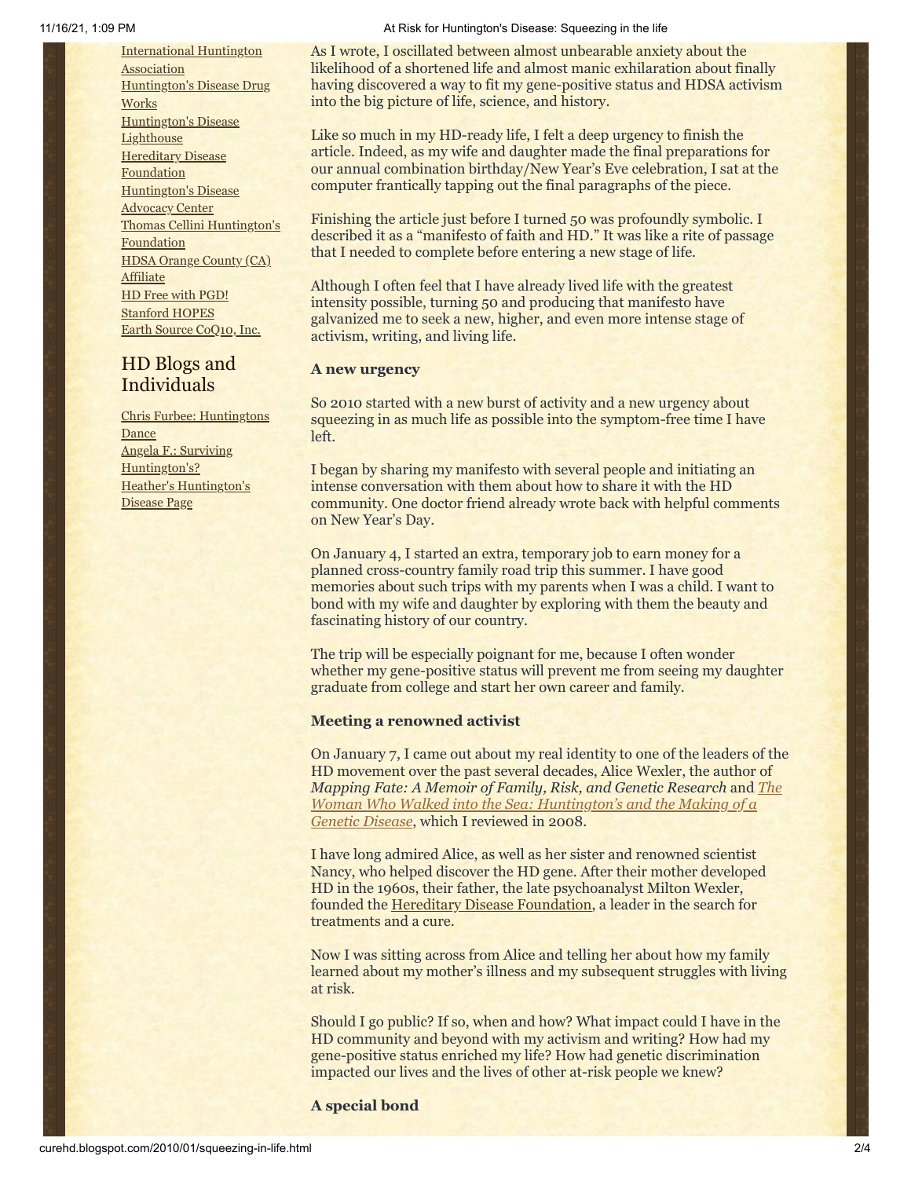International Huntington Association
Huntington's Disease Drug Works
Huntington's Disease Lighthouse
Hereditary Disease Foundation
Huntington's Disease Advocacy Center
Thomas Cellini Huntington's Foundation
HDSA Orange County (CA) Affiliate
HD Free with PGD!
Stanford HOPES
Earth Source CoQ10, Inc.

## HD Blogs and Individuals

Chris Furbee: Huntingtons Dance
Angela F.: Surviving Huntington's?
Heather's Huntington's Disease Page

As I wrote, I oscillated between almost unbearable anxiety about the likelihood of a shortened life and almost manic exhilaration about finally having discovered a way to fit my gene-positive status and HDSA activism into the big picture of life, science, and history.

Like so much in my HD-ready life, I felt a deep urgency to finish the article. Indeed, as my wife and daughter made the final preparations for our annual combination birthday/New Year's Eve celebration, I sat at the computer frantically tapping out the final paragraphs of the piece.

Finishing the article just before I turned 50 was profoundly symbolic. I described it as a "manifesto of faith and HD." It was like a rite of passage that I needed to complete before entering a new stage of life.

Although I often feel that I have already lived life with the greatest intensity possible, turning 50 and producing that manifesto have galvanized me to seek a new, higher, and even more intense stage of activism, writing, and living life.

**A new urgency**

So 2010 started with a new burst of activity and a new urgency about squeezing in as much life as possible into the symptom-free time I have left.

I began by sharing my manifesto with several people and initiating an intense conversation with them about how to share it with the HD community. One doctor friend already wrote back with helpful comments on New Year's Day.

On January 4, I started an extra, temporary job to earn money for a planned cross-country family road trip this summer. I have good memories about such trips with my parents when I was a child. I want to bond with my wife and daughter by exploring with them the beauty and fascinating history of our country.

The trip will be especially poignant for me, because I often wonder whether my gene-positive status will prevent me from seeing my daughter graduate from college and start her own career and family.

**Meeting a renowned activist**

On January 7, I came out about my real identity to one of the leaders of the HD movement over the past several decades, Alice Wexler, the author of *Mapping Fate: A Memoir of Family, Risk, and Genetic Research* and *The Woman Who Walked into the Sea: Huntington's and the Making of a Genetic Disease*, which I reviewed in 2008.

I have long admired Alice, as well as her sister and renowned scientist Nancy, who helped discover the HD gene. After their mother developed HD in the 1960s, their father, the late psychoanalyst Milton Wexler, founded the Hereditary Disease Foundation, a leader in the search for treatments and a cure.

Now I was sitting across from Alice and telling her about how my family learned about my mother's illness and my subsequent struggles with living at risk.

Should I go public? If so, when and how? What impact could I have in the HD community and beyond with my activism and writing? How had my gene-positive status enriched my life? How had genetic discrimination impacted our lives and the lives of other at-risk people we knew?

**A special bond**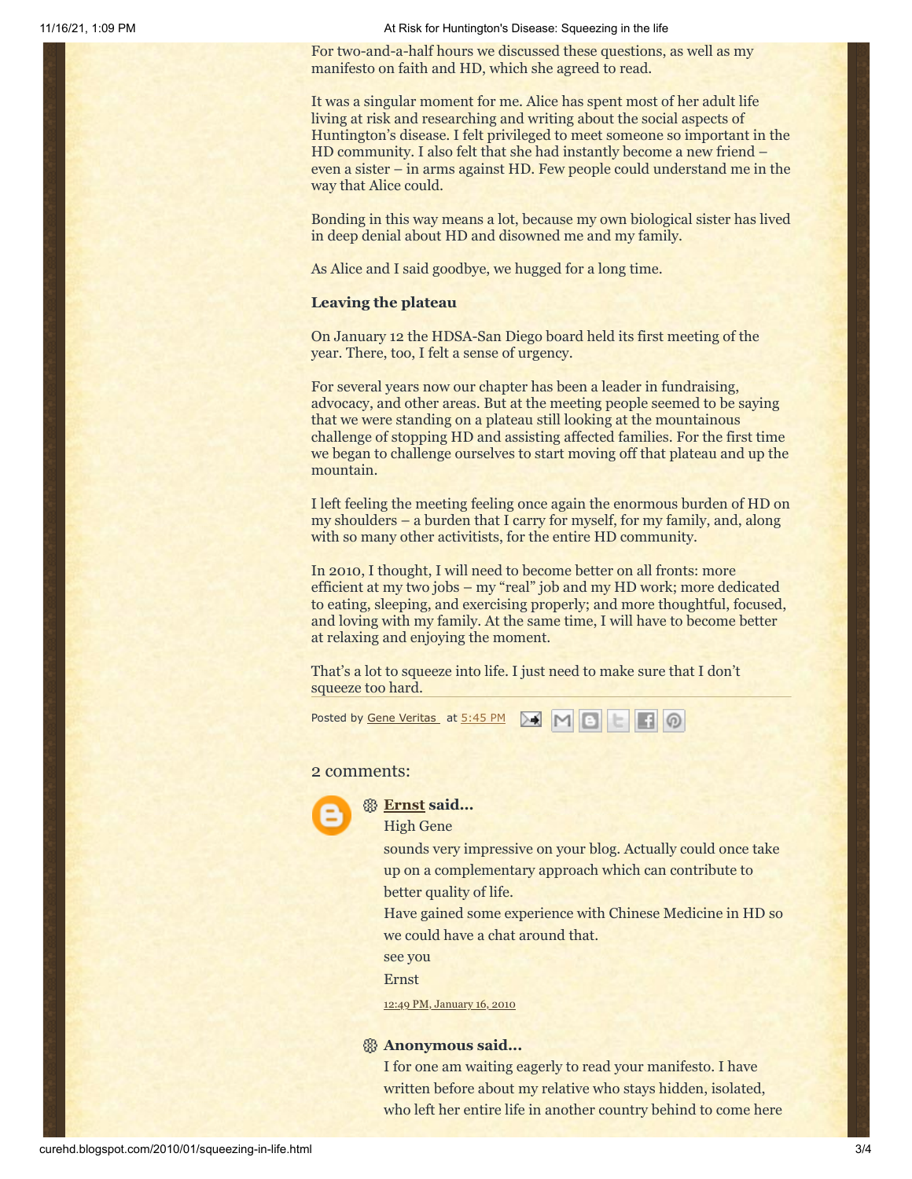For two-and-a-half hours we discussed these questions, as well as my manifesto on faith and HD, which she agreed to read.

It was a singular moment for me. Alice has spent most of her adult life living at risk and researching and writing about the social aspects of Huntington's disease. I felt privileged to meet someone so important in the HD community. I also felt that she had instantly become a new friend – even a sister – in arms against HD. Few people could understand me in the way that Alice could.

Bonding in this way means a lot, because my own biological sister has lived in deep denial about HD and disowned me and my family.

As Alice and I said goodbye, we hugged for a long time.

**Leaving the plateau**

On January 12 the HDSA-San Diego board held its first meeting of the year. There, too, I felt a sense of urgency.

For several years now our chapter has been a leader in fundraising, advocacy, and other areas. But at the meeting people seemed to be saying that we were standing on a plateau still looking at the mountainous challenge of stopping HD and assisting affected families. For the first time we began to challenge ourselves to start moving off that plateau and up the mountain.

I left feeling the meeting feeling once again the enormous burden of HD on my shoulders – a burden that I carry for myself, for my family, and, along with so many other activitists, for the entire HD community.

In 2010, I thought, I will need to become better on all fronts: more efficient at my two jobs – my "real" job and my HD work; more dedicated to eating, sleeping, and exercising properly; and more thoughtful, focused, and loving with my family. At the same time, I will have to become better at relaxing and enjoying the moment.

That's a lot to squeeze into life. I just need to make sure that I don't squeeze too hard.

Posted by Gene Veritas at 5:45 PM

## 2 comments:

**Ernst said...**

High Gene

sounds very impressive on your blog. Actually could once take up on a complementary approach which can contribute to better quality of life.

Have gained some experience with Chinese Medicine in HD so we could have a chat around that.

see you

Ernst

12:49 PM, January 16, 2010

**Anonymous said...**

I for one am waiting eagerly to read your manifesto. I have written before about my relative who stays hidden, isolated, who left her entire life in another country behind to come here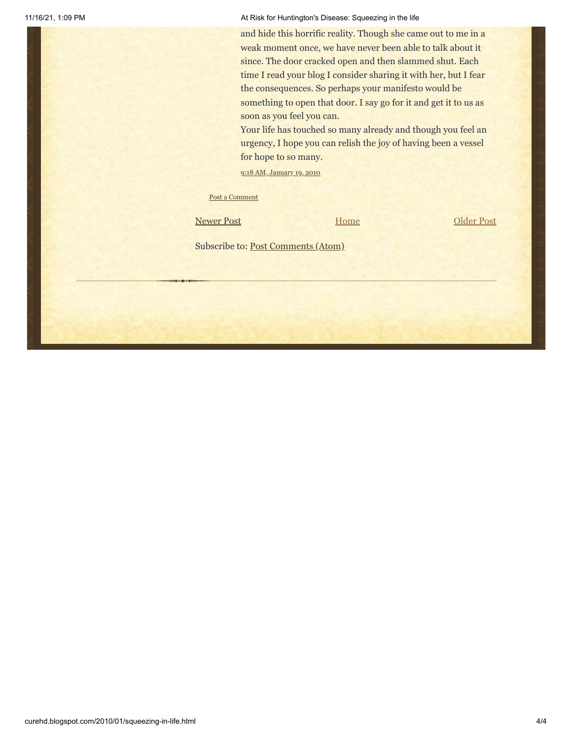and hide this horrific reality. Though she came out to me in a weak moment once, we have never been able to talk about it since. The door cracked open and then slammed shut. Each time I read your blog I consider sharing it with her, but I fear the consequences. So perhaps your manifesto would be something to open that door. I say go for it and get it to us as soon as you feel you can.

Your life has touched so many already and though you feel an urgency, I hope you can relish the joy of having been a vessel for hope to so many.

9:18 AM, January 19, 2010

Post a Comment

Newer Post    Home    Older Post

Subscribe to: Post Comments (Atom)